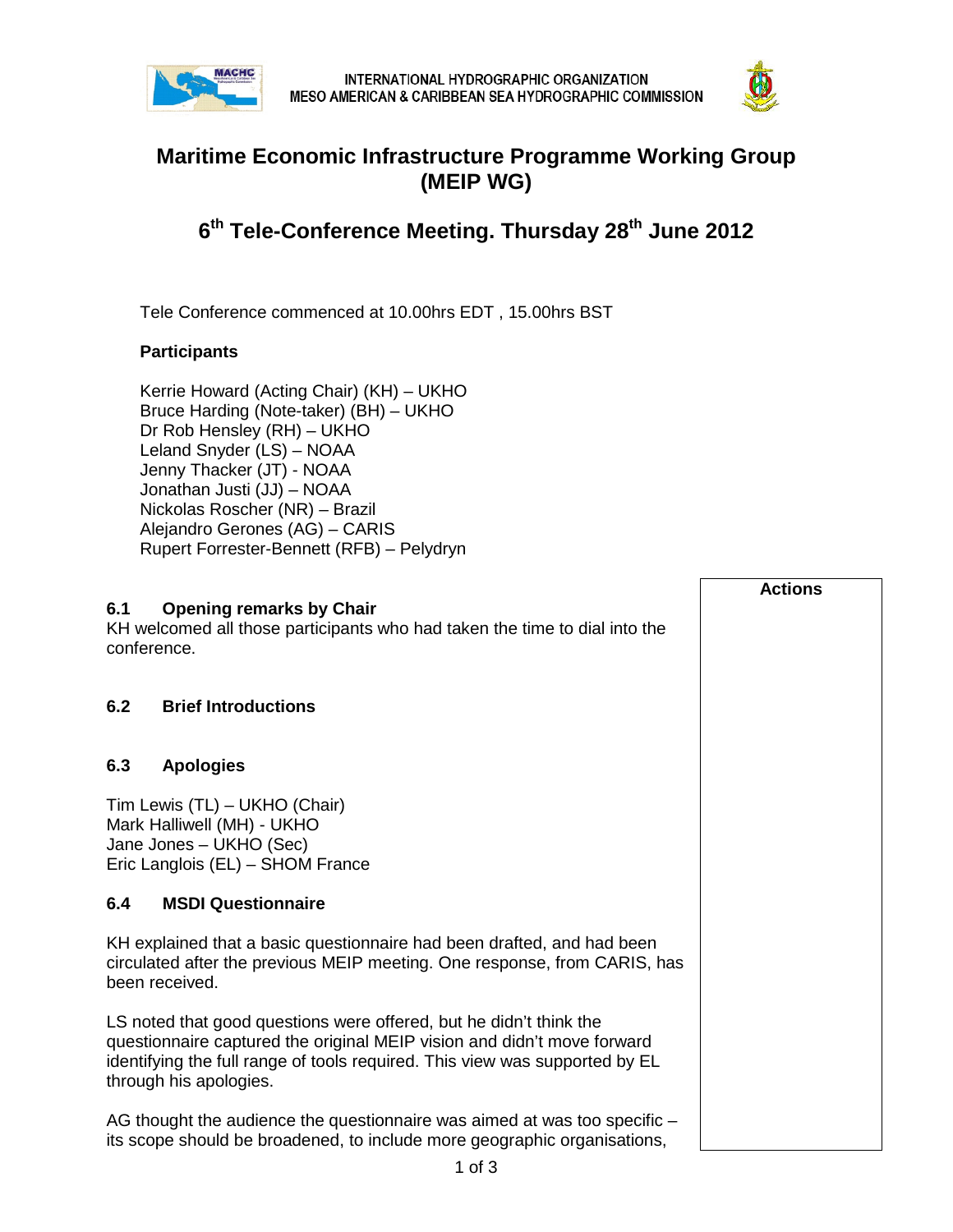INTERNATIONAL HYDROGRAPHIC ORGANIZATION
MESO AMERICAN & CARIBBEAN SEA HYDROGRAPHIC COMMISSION

# Maritime Economic Infrastructure Programme Working Group (MEIP WG)

## 6th Tele-Conference Meeting. Thursday 28th June 2012

Tele Conference commenced at 10.00hrs EDT , 15.00hrs BST

**Participants**

Kerrie Howard (Acting Chair) (KH) – UKHO
Bruce Harding (Note-taker) (BH) – UKHO
Dr Rob Hensley (RH) – UKHO
Leland Snyder (LS) – NOAA
Jenny Thacker (JT) - NOAA
Jonathan Justi (JJ) – NOAA
Nickolas Roscher (NR) – Brazil
Alejandro Gerones (AG) – CARIS
Rupert Forrester-Bennett (RFB) – Pelydryn

**Actions**

### 6.1 Opening remarks by Chair

KH welcomed all those participants who had taken the time to dial into the conference.

### 6.2 Brief Introductions

### 6.3 Apologies

Tim Lewis (TL) – UKHO (Chair)
Mark Halliwell (MH) - UKHO
Jane Jones – UKHO (Sec)
Eric Langlois (EL) – SHOM France

### 6.4 MSDI Questionnaire

KH explained that a basic questionnaire had been drafted, and had been circulated after the previous MEIP meeting. One response, from CARIS, has been received.

LS noted that good questions were offered, but he didn't think the questionnaire captured the original MEIP vision and didn't move forward identifying the full range of tools required. This view was supported by EL through his apologies.

AG thought the audience the questionnaire was aimed at was too specific – its scope should be broadened, to include more geographic organisations,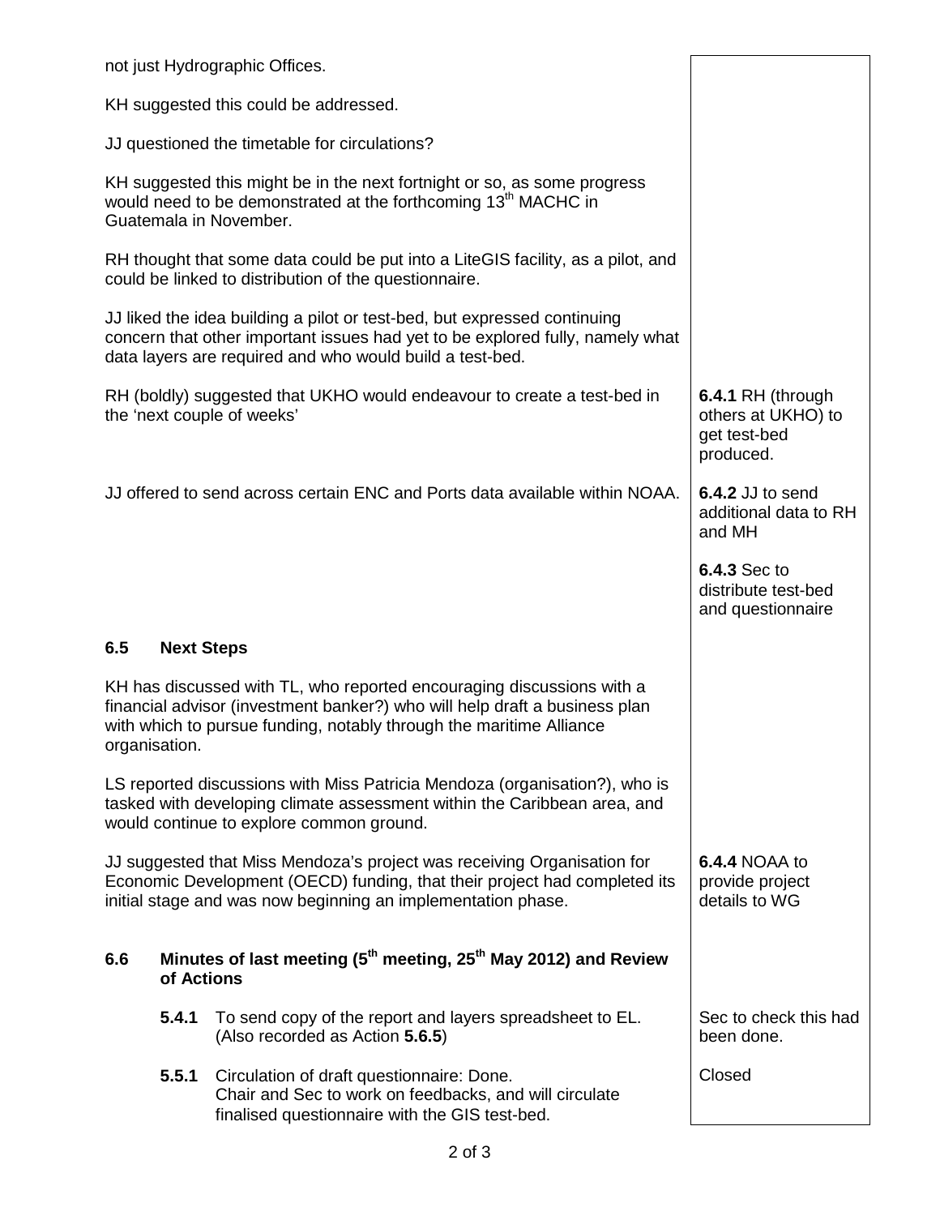| | |
|---|---|
| not just Hydrographic Offices. | |
| KH suggested this could be addressed. | |
| JJ questioned the timetable for circulations? | |
| KH suggested this might be in the next fortnight or so, as some progress would need to be demonstrated at the forthcoming 13th MACHC in Guatemala in November. | |
| RH thought that some data could be put into a LiteGIS facility, as a pilot, and could be linked to distribution of the questionnaire. | |
| JJ liked the idea building a pilot or test-bed, but expressed continuing concern that other important issues had yet to be explored fully, namely what data layers are required and who would build a test-bed. | |
| RH (boldly) suggested that UKHO would endeavour to create a test-bed in the 'next couple of weeks' | **6.4.1** RH (through others at UKHO) to get test-bed produced. |
| JJ offered to send across certain ENC and Ports data available within NOAA. | **6.4.2** JJ to send additional data to RH and MH |
| | **6.4.3** Sec to distribute test-bed and questionnaire |
| **6.5 Next Steps** | |
| KH has discussed with TL, who reported encouraging discussions with a financial advisor (investment banker?) who will help draft a business plan with which to pursue funding, notably through the maritime Alliance organisation. | |
| LS reported discussions with Miss Patricia Mendoza (organisation?), who is tasked with developing climate assessment within the Caribbean area, and would continue to explore common ground. | |
| JJ suggested that Miss Mendoza's project was receiving Organisation for Economic Development (OECD) funding, that their project had completed its initial stage and was now beginning an implementation phase. | **6.4.4** NOAA to provide project details to WG |
| **6.6 Minutes of last meeting (5th meeting, 25th May 2012) and Review of Actions** | |
| **5.4.1** To send copy of the report and layers spreadsheet to EL. (Also recorded as Action **5.6.5**) | Sec to check this had been done. |
| **5.5.1** Circulation of draft questionnaire: Done. Chair and Sec to work on feedbacks, and will circulate finalised questionnaire with the GIS test-bed. | Closed |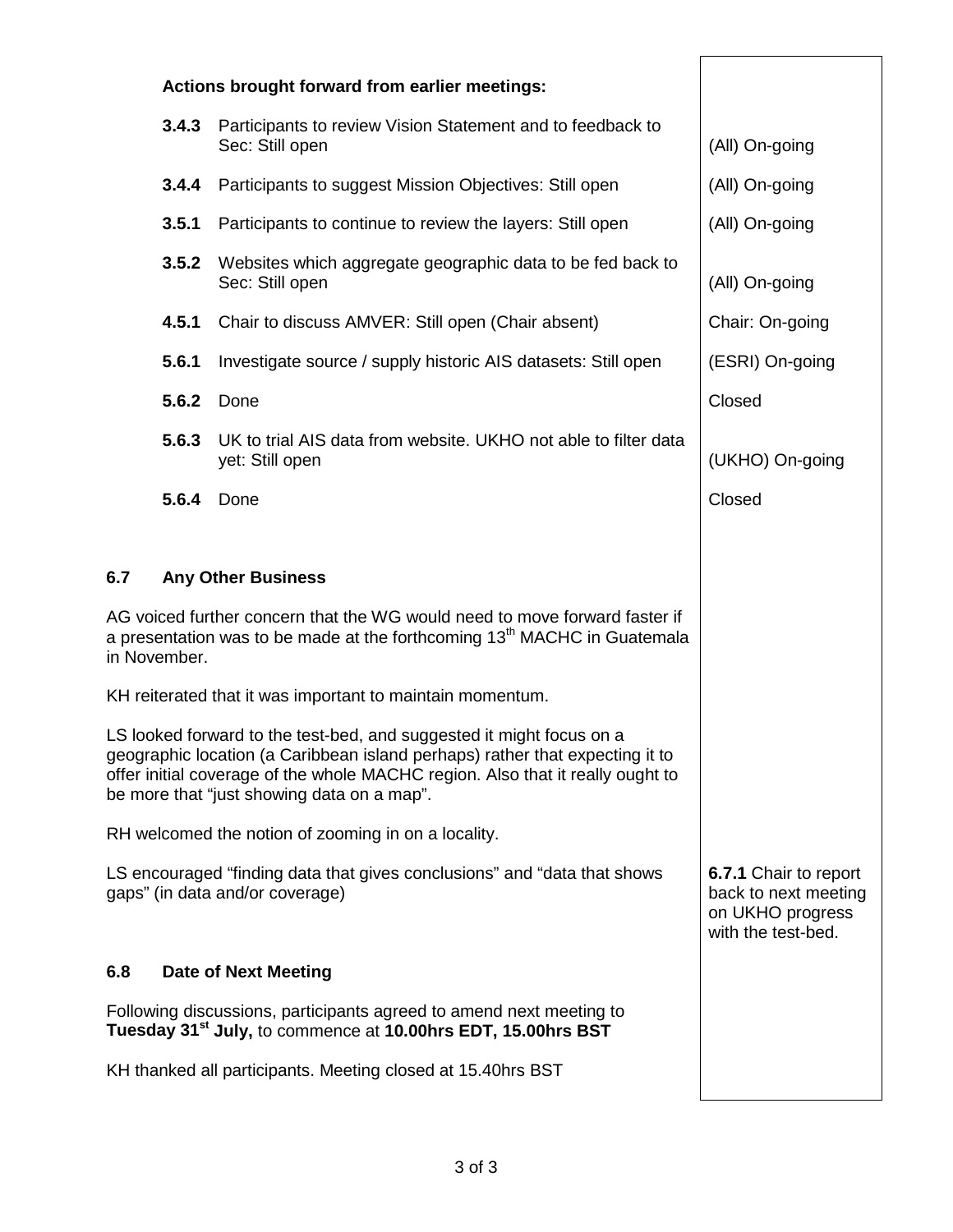**Actions brought forward from earlier meetings:**

| | | |
|---|---|---|
| **3.4.3** | Participants to review Vision Statement and to feedback to Sec: Still open | (All) On-going |
| **3.4.4** | Participants to suggest Mission Objectives: Still open | (All) On-going |
| **3.5.1** | Participants to continue to review the layers: Still open | (All) On-going |
| **3.5.2** | Websites which aggregate geographic data to be fed back to Sec: Still open | (All) On-going |
| **4.5.1** | Chair to discuss AMVER: Still open (Chair absent) | Chair: On-going |
| **5.6.1** | Investigate source / supply historic AIS datasets: Still open | (ESRI) On-going |
| **5.6.2** | Done | Closed |
| **5.6.3** | UK to trial AIS data from website. UKHO not able to filter data yet: Still open | (UKHO) On-going |
| **5.6.4** | Done | Closed |

## 6.7 Any Other Business

AG voiced further concern that the WG would need to move forward faster if a presentation was to be made at the forthcoming 13th MACHC in Guatemala in November.

KH reiterated that it was important to maintain momentum.

LS looked forward to the test-bed, and suggested it might focus on a geographic location (a Caribbean island perhaps) rather that expecting it to offer initial coverage of the whole MACHC region. Also that it really ought to be more that "just showing data on a map".

RH welcomed the notion of zooming in on a locality.

LS encouraged "finding data that gives conclusions" and "data that shows gaps" (in data and/or coverage)

**6.7.1** Chair to report back to next meeting on UKHO progress with the test-bed.

## 6.8 Date of Next Meeting

Following discussions, participants agreed to amend next meeting to **Tuesday 31st July,** to commence at **10.00hrs EDT, 15.00hrs BST**

KH thanked all participants. Meeting closed at 15.40hrs BST